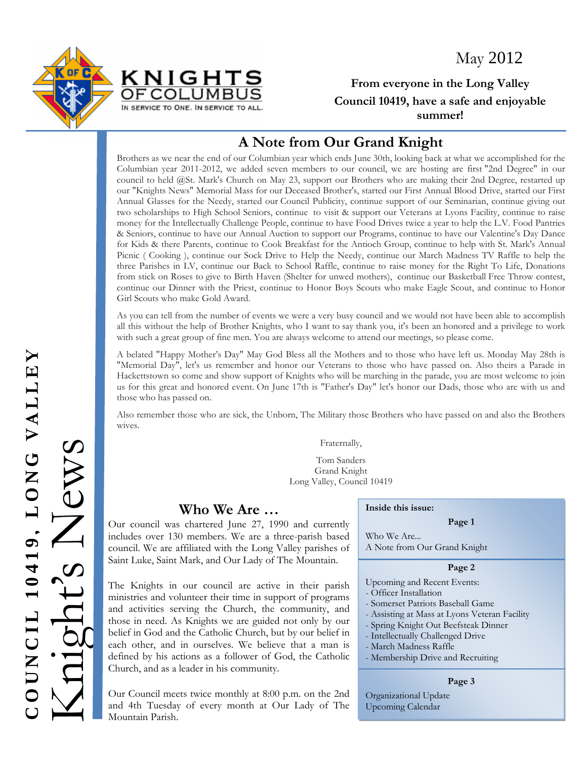# Knight's News

**COUNCIL 10419, LONG VALLEY**

KNIGHTS OF COLUMBUS
IN SERVICE TO ONE. IN SERVICE TO ALL.

May 2012

**From everyone in the Long Valley Council 10419, have a safe and enjoyable summer!**

## A Note from Our Grand Knight

Brothers as we near the end of our Columbian year which ends June 30th, looking back at what we accomplished for the Columbian year 2011-2012, we added seven members to our council, we are hosting are first "2nd Degree" in our council to held @St. Mark's Church on May 23, support our Brothers who are making their 2nd Degree, restarted up our "Knights News" Memorial Mass for our Deceased Brother's, started our First Annual Blood Drive, started our First Annual Glasses for the Needy, started our Council Publicity, continue support of our Seminarian, continue giving out two scholarships to High School Seniors, continue to visit & support our Veterans at Lyons Facility, continue to raise money for the Intellectually Challenge People, continue to have Food Drives twice a year to help the L.V. Food Pantries & Seniors, continue to have our Annual Auction to support our Programs, continue to have our Valentine's Day Dance for Kids & there Parents, continue to Cook Breakfast for the Antioch Group, continue to help with St. Mark's Annual Picnic ( Cooking ), continue our Sock Drive to Help the Needy, continue our March Madness TV Raffle to help the three Parishes in LV, continue our Back to School Raffle, continue to raise money for the Right To Life, Donations from stick on Roses to give to Birth Haven (Shelter for unwed mothers), continue our Basketball Free Throw contest, continue our Dinner with the Priest, continue to Honor Boys Scouts who make Eagle Scout, and continue to Honor Girl Scouts who make Gold Award.

As you can tell from the number of events we were a very busy council and we would not have been able to accomplish all this without the help of Brother Knights, who I want to say thank you, it's been an honored and a privilege to work with such a great group of fine men. You are always welcome to attend our meetings, so please come.

A belated "Happy Mother's Day" May God Bless all the Mothers and to those who have left us. Monday May 28th is "Memorial Day", let's us remember and honor our Veterans to those who have passed on. Also theirs a Parade in Hackettstown so come and show support of Knights who will be marching in the parade, you are most welcome to join us for this great and honored event. On June 17th is "Father's Day" let's honor our Dads, those who are with us and those who has passed on.

Also remember those who are sick, the Unborn, The Military those Brothers who have passed on and also the Brothers wives.

Fraternally,

Tom Sanders
Grand Knight
Long Valley, Council 10419

## Who We Are …

Our council was chartered June 27, 1990 and currently includes over 130 members. We are a three-parish based council. We are affiliated with the Long Valley parishes of Saint Luke, Saint Mark, and Our Lady of The Mountain.

The Knights in our council are active in their parish ministries and volunteer their time in support of programs and activities serving the Church, the community, and those in need. As Knights we are guided not only by our belief in God and the Catholic Church, but by our belief in each other, and in ourselves. We believe that a man is defined by his actions as a follower of God, the Catholic Church, and as a leader in his community.

Our Council meets twice monthly at 8:00 p.m. on the 2nd and 4th Tuesday of every month at Our Lady of The Mountain Parish.

**Inside this issue:**

**Page 1**

Who We Are...
A Note from Our Grand Knight

**Page 2**

Upcoming and Recent Events:
- Officer Installation
- Somerset Patriots Baseball Game
- Assisting at Mass at Lyons Veteran Facility
- Spring Knight Out Beefsteak Dinner
- Intellectually Challenged Drive
- March Madness Raffle
- Membership Drive and Recruiting

**Page 3**

Organizational Update
Upcoming Calendar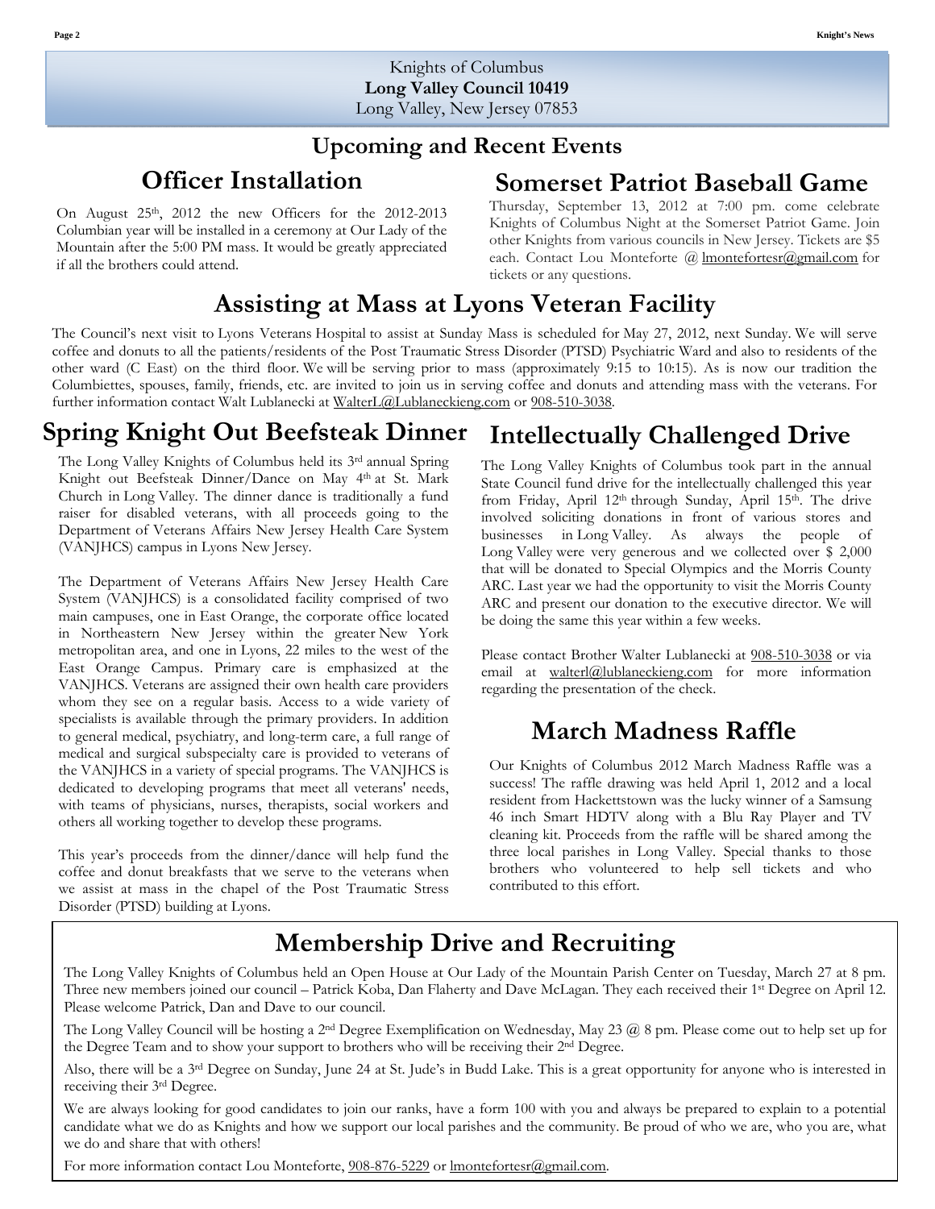Knights of Columbus
**Long Valley Council 10419**
Long Valley, New Jersey 07853

## Upcoming and Recent Events

### Officer Installation

On August 25th, 2012 the new Officers for the 2012-2013 Columbian year will be installed in a ceremony at Our Lady of the Mountain after the 5:00 PM mass. It would be greatly appreciated if all the brothers could attend.

### Somerset Patriot Baseball Game

Thursday, September 13, 2012 at 7:00 pm. come celebrate Knights of Columbus Night at the Somerset Patriot Game. Join other Knights from various councils in New Jersey. Tickets are $5 each. Contact Lou Monteforte @ lmontefortesr@gmail.com for tickets or any questions.

### Assisting at Mass at Lyons Veteran Facility

The Council's next visit to Lyons Veterans Hospital to assist at Sunday Mass is scheduled for May 27, 2012, next Sunday. We will serve coffee and donuts to all the patients/residents of the Post Traumatic Stress Disorder (PTSD) Psychiatric Ward and also to residents of the other ward (C East) on the third floor. We will be serving prior to mass (approximately 9:15 to 10:15). As is now our tradition the Columbiettes, spouses, family, friends, etc. are invited to join us in serving coffee and donuts and attending mass with the veterans. For further information contact Walt Lublanecki at WalterL@Lublaneckieng.com or 908-510-3038.

### Spring Knight Out Beefsteak Dinner

The Long Valley Knights of Columbus held its 3rd annual Spring Knight out Beefsteak Dinner/Dance on May 4th at St. Mark Church in Long Valley. The dinner dance is traditionally a fund raiser for disabled veterans, with all proceeds going to the Department of Veterans Affairs New Jersey Health Care System (VANJHCS) campus in Lyons New Jersey.

The Department of Veterans Affairs New Jersey Health Care System (VANJHCS) is a consolidated facility comprised of two main campuses, one in East Orange, the corporate office located in Northeastern New Jersey within the greater New York metropolitan area, and one in Lyons, 22 miles to the west of the East Orange Campus. Primary care is emphasized at the VANJHCS. Veterans are assigned their own health care providers whom they see on a regular basis. Access to a wide variety of specialists is available through the primary providers. In addition to general medical, psychiatry, and long-term care, a full range of medical and surgical subspecialty care is provided to veterans of the VANJHCS in a variety of special programs. The VANJHCS is dedicated to developing programs that meet all veterans' needs, with teams of physicians, nurses, therapists, social workers and others all working together to develop these programs.

This year's proceeds from the dinner/dance will help fund the coffee and donut breakfasts that we serve to the veterans when we assist at mass in the chapel of the Post Traumatic Stress Disorder (PTSD) building at Lyons.

### Intellectually Challenged Drive

The Long Valley Knights of Columbus took part in the annual State Council fund drive for the intellectually challenged this year from Friday, April 12th through Sunday, April 15th. The drive involved soliciting donations in front of various stores and businesses in Long Valley. As always the people of Long Valley were very generous and we collected over $ 2,000 that will be donated to Special Olympics and the Morris County ARC. Last year we had the opportunity to visit the Morris County ARC and present our donation to the executive director. We will be doing the same this year within a few weeks.

Please contact Brother Walter Lublanecki at 908-510-3038 or via email at walterl@lublaneckieng.com for more information regarding the presentation of the check.

### March Madness Raffle

Our Knights of Columbus 2012 March Madness Raffle was a success! The raffle drawing was held April 1, 2012 and a local resident from Hackettstown was the lucky winner of a Samsung 46 inch Smart HDTV along with a Blu Ray Player and TV cleaning kit. Proceeds from the raffle will be shared among the three local parishes in Long Valley. Special thanks to those brothers who volunteered to help sell tickets and who contributed to this effort.

### Membership Drive and Recruiting

The Long Valley Knights of Columbus held an Open House at Our Lady of the Mountain Parish Center on Tuesday, March 27 at 8 pm. Three new members joined our council – Patrick Koba, Dan Flaherty and Dave McLagan. They each received their 1st Degree on April 12. Please welcome Patrick, Dan and Dave to our council.

The Long Valley Council will be hosting a 2nd Degree Exemplification on Wednesday, May 23 @ 8 pm. Please come out to help set up for the Degree Team and to show your support to brothers who will be receiving their 2nd Degree.

Also, there will be a 3rd Degree on Sunday, June 24 at St. Jude's in Budd Lake. This is a great opportunity for anyone who is interested in receiving their 3rd Degree.

We are always looking for good candidates to join our ranks, have a form 100 with you and always be prepared to explain to a potential candidate what we do as Knights and how we support our local parishes and the community. Be proud of who we are, who you are, what we do and share that with others!

For more information contact Lou Monteforte, 908-876-5229 or lmontefortesr@gmail.com.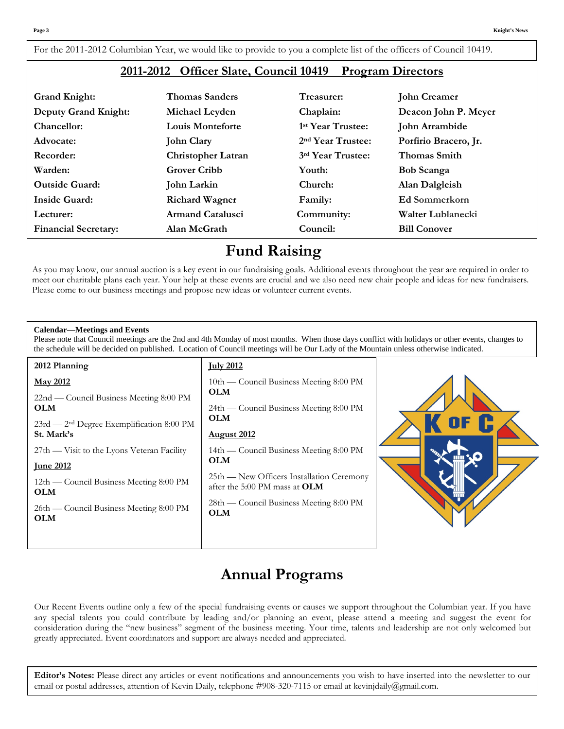For the 2011-2012 Columbian Year, we would like to provide to you a complete list of the officers of Council 10419.

## 2011-2012 Officer Slate, Council 10419 Program Directors

| | | | |
|---|---|---|---|
| **Grand Knight:** | **Thomas Sanders** | **Treasurer:** | **John Creamer** |
| **Deputy Grand Knight:** | **Michael Leyden** | **Chaplain:** | **Deacon John P. Meyer** |
| **Chancellor:** | **Louis Monteforte** | **1st Year Trustee:** | **John Arrambide** |
| **Advocate:** | **John Clary** | **2nd Year Trustee:** | **Porfirio Bracero, Jr.** |
| **Recorder:** | **Christopher Latran** | **3rd Year Trustee:** | **Thomas Smith** |
| **Warden:** | **Grover Cribb** | **Youth:** | **Bob Scanga** |
| **Outside Guard:** | **John Larkin** | **Church:** | **Alan Dalgleish** |
| **Inside Guard:** | **Richard Wagner** | **Family:** | **Ed Sommerkorn** |
| **Lecturer:** | **Armand Catalusci** | **Community:** | **Walter Lublanecki** |
| **Financial Secretary:** | **Alan McGrath** | **Council:** | **Bill Conover** |

# Fund Raising

As you may know, our annual auction is a key event in our fundraising goals. Additional events throughout the year are required in order to meet our charitable plans each year. Your help at these events are crucial and we also need new chair people and ideas for new fundraisers. Please come to our business meetings and propose new ideas or volunteer current events.

**Calendar—Meetings and Events**

Please note that Council meetings are the 2nd and 4th Monday of most months. When those days conflict with holidays or other events, changes to the schedule will be decided on published. Location of Council meetings will be Our Lady of the Mountain unless otherwise indicated.

**2012 Planning**

**May 2012**

22nd — Council Business Meeting 8:00 PM **OLM**

23rd — 2nd Degree Exemplification 8:00 PM **St. Mark's**

27th — Visit to the Lyons Veteran Facility

**June 2012**

12th — Council Business Meeting 8:00 PM **OLM**

26th — Council Business Meeting 8:00 PM **OLM**

**July 2012**

10th — Council Business Meeting 8:00 PM **OLM**

24th — Council Business Meeting 8:00 PM **OLM**

**August 2012**

14th — Council Business Meeting 8:00 PM **OLM**

25th — New Officers Installation Ceremony after the 5:00 PM mass at **OLM**

28th — Council Business Meeting 8:00 PM **OLM**

# Annual Programs

Our Recent Events outline only a few of the special fundraising events or causes we support throughout the Columbian year. If you have any special talents you could contribute by leading and/or planning an event, please attend a meeting and suggest the event for consideration during the "new business" segment of the business meeting. Your time, talents and leadership are not only welcomed but greatly appreciated. Event coordinators and support are always needed and appreciated.

**Editor's Notes:** Please direct any articles or event notifications and announcements you wish to have inserted into the newsletter to our email or postal addresses, attention of Kevin Daily, telephone #908-320-7115 or email at kevinjdaily@gmail.com.